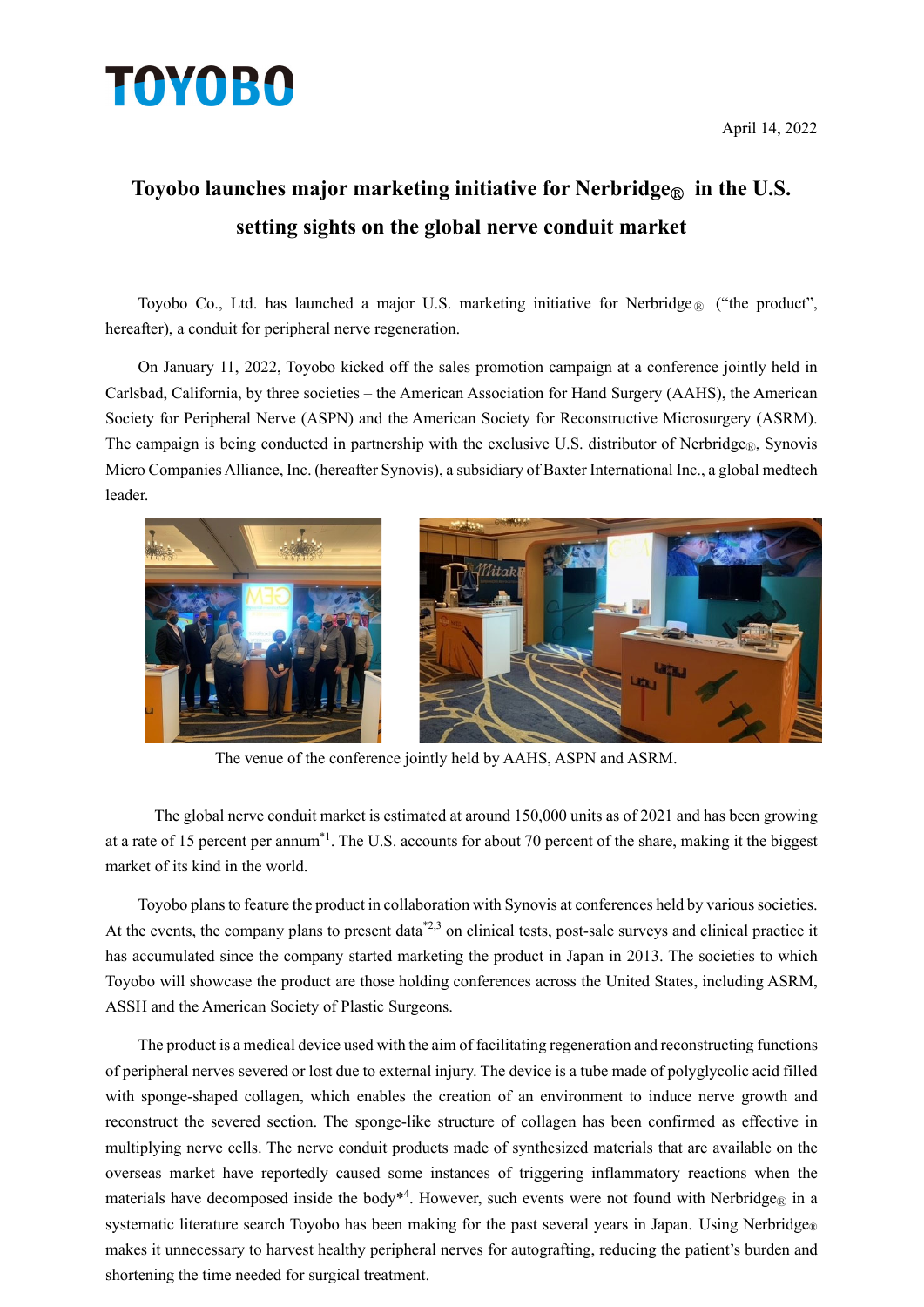TOYOBO

April 14, 2022

# Toyobo launches major marketing initiative for Nerbridge® in the U.S. setting sights on the global nerve conduit market

Toyobo Co., Ltd. has launched a major U.S. marketing initiative for Nerbridge® ("the product", hereafter), a conduit for peripheral nerve regeneration.

On January 11, 2022, Toyobo kicked off the sales promotion campaign at a conference jointly held in Carlsbad, California, by three societies – the American Association for Hand Surgery (AAHS), the American Society for Peripheral Nerve (ASPN) and the American Society for Reconstructive Microsurgery (ASRM). The campaign is being conducted in partnership with the exclusive U.S. distributor of Nerbridge®, Synovis Micro Companies Alliance, Inc. (hereafter Synovis), a subsidiary of Baxter International Inc., a global medtech leader.

The venue of the conference jointly held by AAHS, ASPN and ASRM.

The global nerve conduit market is estimated at around 150,000 units as of 2021 and has been growing at a rate of 15 percent per annum[*1]. The U.S. accounts for about 70 percent of the share, making it the biggest market of its kind in the world.

Toyobo plans to feature the product in collaboration with Synovis at conferences held by various societies. At the events, the company plans to present data[*2,3] on clinical tests, post-sale surveys and clinical practice it has accumulated since the company started marketing the product in Japan in 2013. The societies to which Toyobo will showcase the product are those holding conferences across the United States, including ASRM, ASSH and the American Society of Plastic Surgeons.

The product is a medical device used with the aim of facilitating regeneration and reconstructing functions of peripheral nerves severed or lost due to external injury. The device is a tube made of polyglycolic acid filled with sponge-shaped collagen, which enables the creation of an environment to induce nerve growth and reconstruct the severed section. The sponge-like structure of collagen has been confirmed as effective in multiplying nerve cells. The nerve conduit products made of synthesized materials that are available on the overseas market have reportedly caused some instances of triggering inflammatory reactions when the materials have decomposed inside the body*[4]. However, such events were not found with Nerbridge® in a systematic literature search Toyobo has been making for the past several years in Japan. Using Nerbridge® makes it unnecessary to harvest healthy peripheral nerves for autografting, reducing the patient's burden and shortening the time needed for surgical treatment.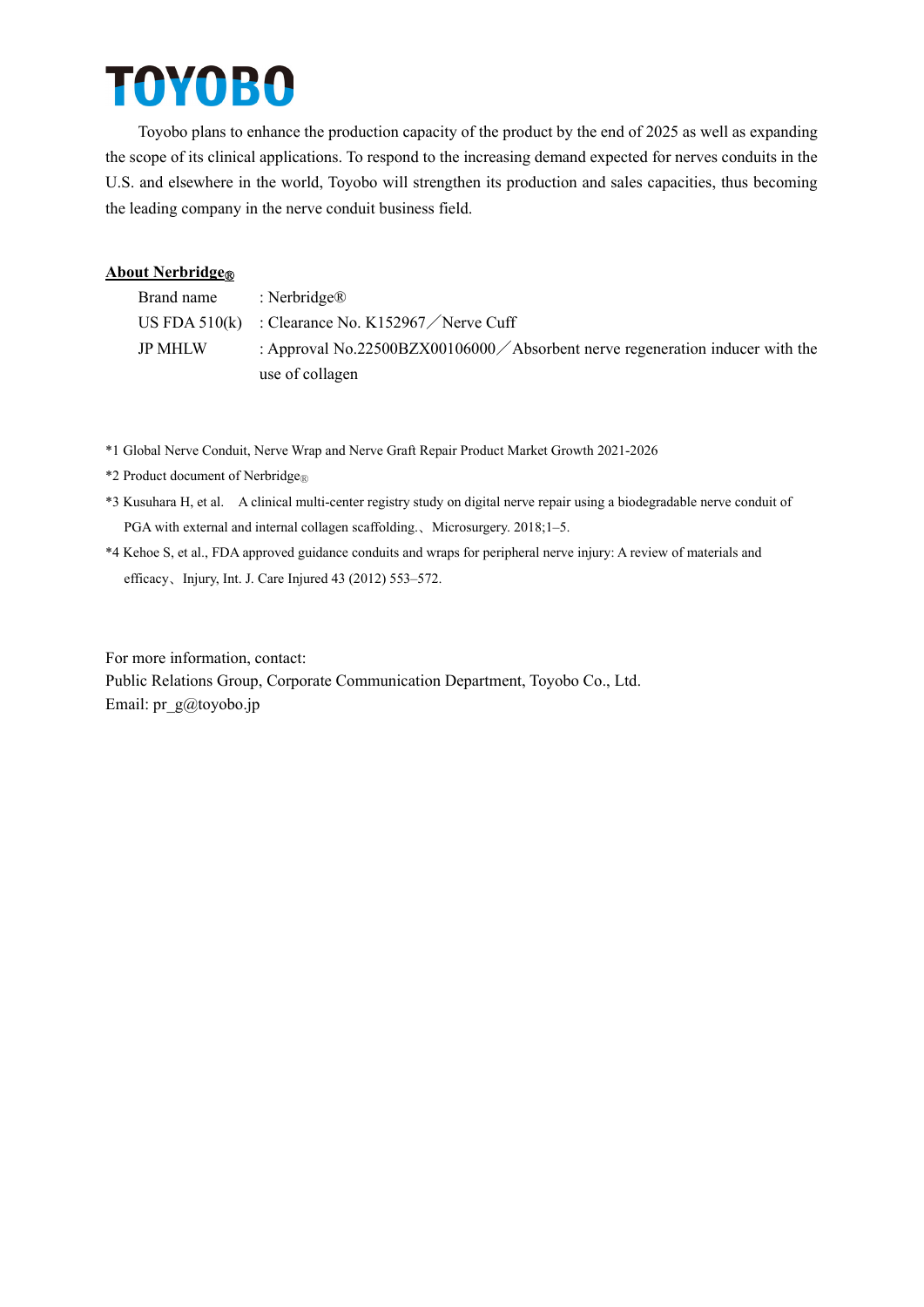TOYOBO

Toyobo plans to enhance the production capacity of the product by the end of 2025 as well as expanding the scope of its clinical applications. To respond to the increasing demand expected for nerves conduits in the U.S. and elsewhere in the world, Toyobo will strengthen its production and sales capacities, thus becoming the leading company in the nerve conduit business field.

**About Nerbridge®**

| | |
|---|---|
| Brand name | : Nerbridge® |
| US FDA 510(k) | : Clearance No. K152967／Nerve Cuff |
| JP MHLW | : Approval No.22500BZX00106000／Absorbent nerve regeneration inducer with the use of collagen |

*1 Global Nerve Conduit, Nerve Wrap and Nerve Graft Repair Product Market Growth 2021-2026

*2 Product document of Nerbridge®

*3 Kusuhara H, et al.　A clinical multi-center registry study on digital nerve repair using a biodegradable nerve conduit of PGA with external and internal collagen scaffolding.、Microsurgery. 2018;1–5.

*4 Kehoe S, et al., FDA approved guidance conduits and wraps for peripheral nerve injury: A review of materials and efficacy、Injury, Int. J. Care Injured 43 (2012) 553–572.

For more information, contact:
Public Relations Group, Corporate Communication Department, Toyobo Co., Ltd.
Email: pr_g@toyobo.jp